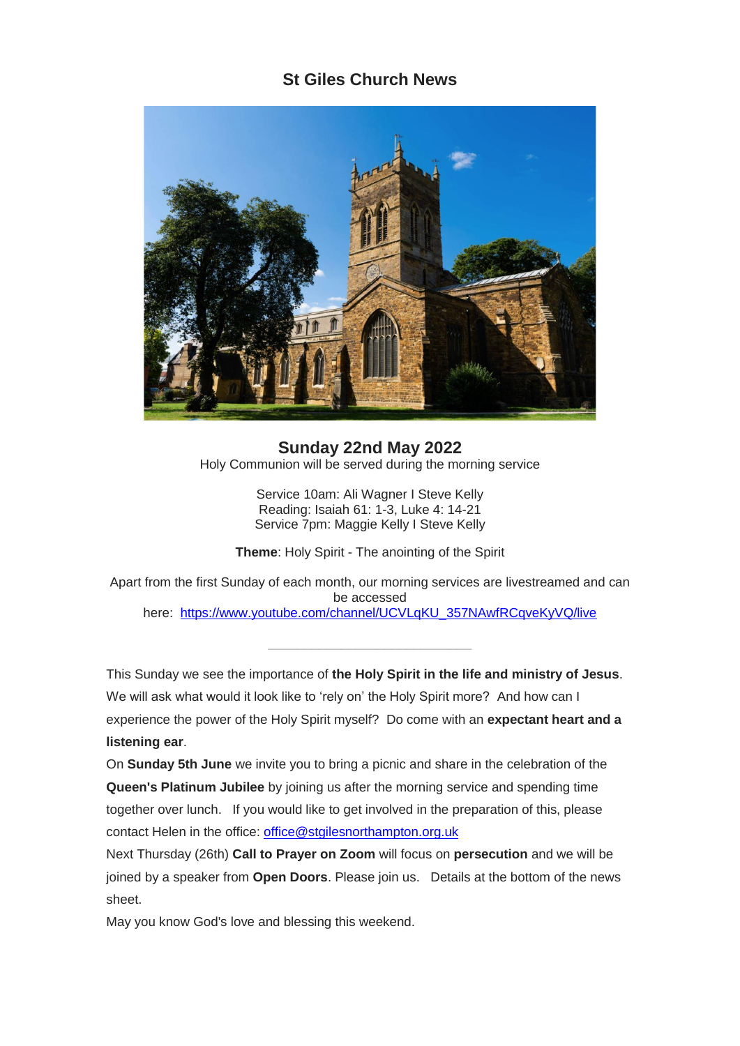# St Giles Church News

## Sunday 22nd May 2022

Holy Communion will be served during the morning service

Service 10am: Ali Wagner I Steve Kelly
Reading: Isaiah 61: 1-3, Luke 4: 14-21
Service 7pm: Maggie Kelly I Steve Kelly

**Theme**: Holy Spirit - The anointing of the Spirit

Apart from the first Sunday of each month, our morning services are livestreamed and can be accessed here: https://www.youtube.com/channel/UCVLqKU_357NAwfRCqveKyVQ/live

---

This Sunday we see the importance of **the Holy Spirit in the life and ministry of Jesus**. We will ask what would it look like to 'rely on' the Holy Spirit more? And how can I experience the power of the Holy Spirit myself? Do come with an **expectant heart and a listening ear**.

On **Sunday 5th June** we invite you to bring a picnic and share in the celebration of the **Queen's Platinum Jubilee** by joining us after the morning service and spending time together over lunch. If you would like to get involved in the preparation of this, please contact Helen in the office: office@stgilesnorthampton.org.uk

Next Thursday (26th) **Call to Prayer on Zoom** will focus on **persecution** and we will be joined by a speaker from **Open Doors**. Please join us. Details at the bottom of the news sheet.

May you know God's love and blessing this weekend.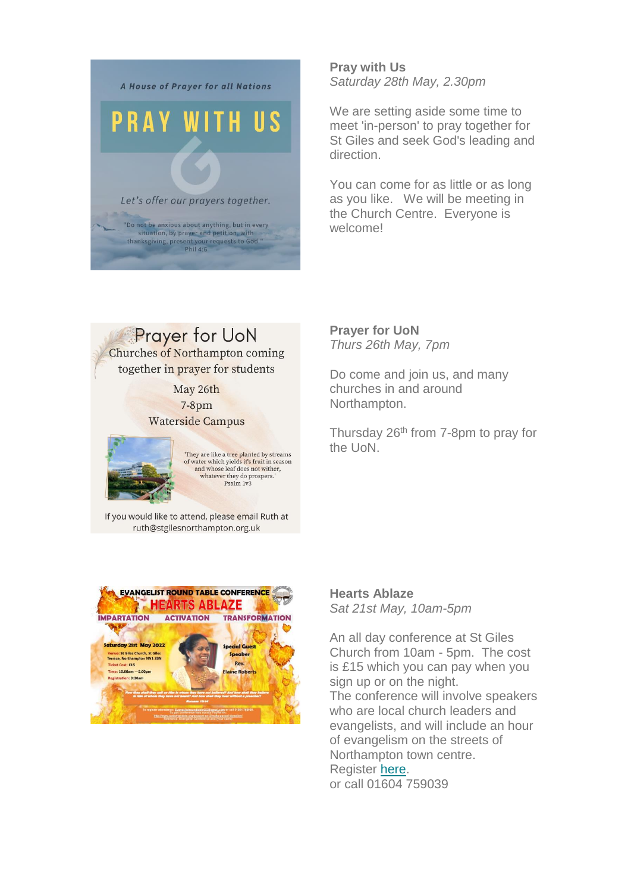**Pray with Us**
*Saturday 28th May, 2.30pm*

We are setting aside some time to meet 'in-person' to pray together for St Giles and seek God's leading and direction.

You can come for as little or as long as you like.  We will be meeting in the Church Centre.  Everyone is welcome!

**Prayer for UoN**
*Thurs 26th May, 7pm*

Do come and join us, and many churches in and around Northampton.

Thursday 26th from 7-8pm to pray for the UoN.

**Hearts Ablaze**
*Sat 21st May, 10am-5pm*

An all day conference at St Giles Church from 10am - 5pm.  The cost is £15 which you can pay when you sign up or on the night.
The conference will involve speakers who are local church leaders and evangelists, and will include an hour of evangelism on the streets of Northampton town centre.
Register here.
or call 01604 759039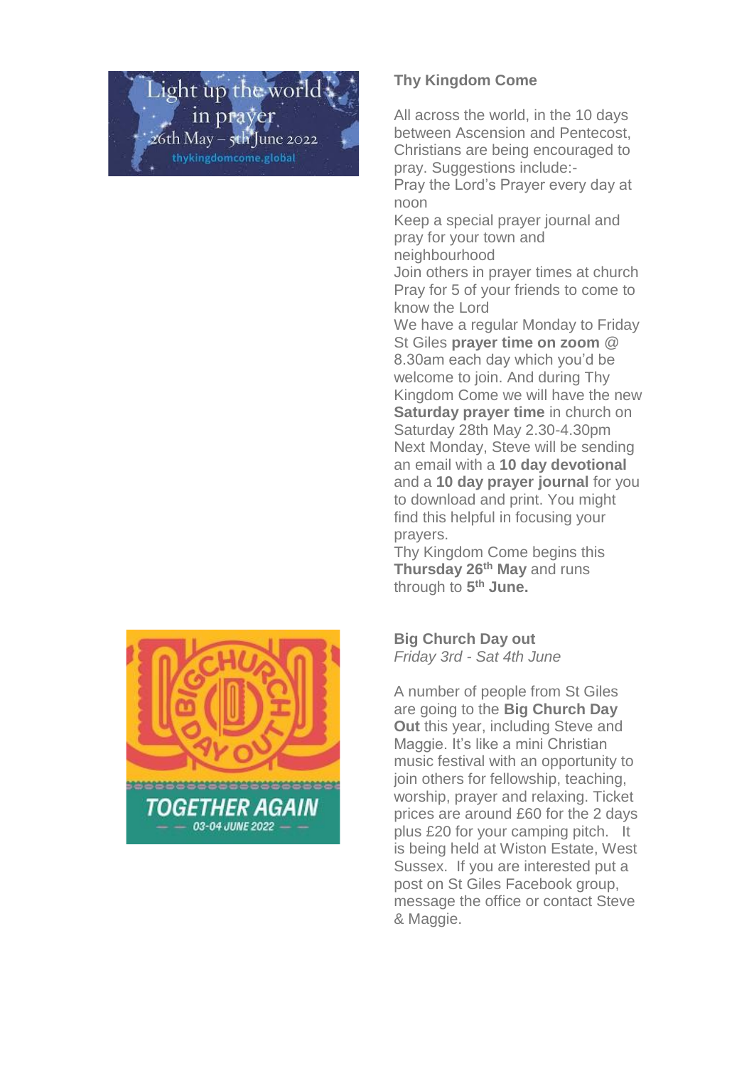### Thy Kingdom Come

All across the world, in the 10 days between Ascension and Pentecost, Christians are being encouraged to pray. Suggestions include:-

Pray the Lord's Prayer every day at noon

Keep a special prayer journal and pray for your town and neighbourhood

Join others in prayer times at church

Pray for 5 of your friends to come to know the Lord

We have a regular Monday to Friday St Giles **prayer time on zoom** @ 8.30am each day which you'd be welcome to join. And during Thy Kingdom Come we will have the new **Saturday prayer time** in church on Saturday 28th May 2.30-4.30pm

Next Monday, Steve will be sending an email with a **10 day devotional** and a **10 day prayer journal** for you to download and print. You might find this helpful in focusing your prayers.

Thy Kingdom Come begins this **Thursday 26th May** and runs through to **5th June.**

### Big Church Day out

*Friday 3rd - Sat 4th June*

A number of people from St Giles are going to the **Big Church Day Out** this year, including Steve and Maggie. It's like a mini Christian music festival with an opportunity to join others for fellowship, teaching, worship, prayer and relaxing. Ticket prices are around £60 for the 2 days plus £20 for your camping pitch. It is being held at Wiston Estate, West Sussex. If you are interested put a post on St Giles Facebook group, message the office or contact Steve & Maggie.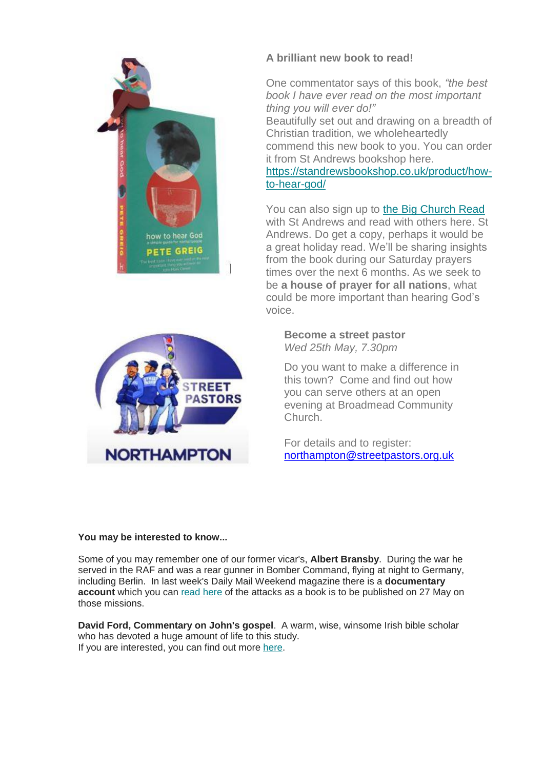**A brilliant new book to read!**

One commentator says of this book, *"the best book I have ever read on the most important thing you will ever do!"*
Beautifully set out and drawing on a breadth of Christian tradition, we wholeheartedly commend this new book to you. You can order it from St Andrews bookshop here.
https://standrewsbookshop.co.uk/product/how-to-hear-god/

You can also sign up to the Big Church Read with St Andrews and read with others here. St Andrews. Do get a copy, perhaps it would be a great holiday read. We'll be sharing insights from the book during our Saturday prayers times over the next 6 months. As we seek to be **a house of prayer for all nations**, what could be more important than hearing God's voice.

**Become a street pastor**
*Wed 25th May, 7.30pm*

Do you want to make a difference in this town? Come and find out how you can serve others at an open evening at Broadmead Community Church.

For details and to register:
northampton@streetpastors.org.uk

**You may be interested to know...**

Some of you may remember one of our former vicar's, **Albert Bransby**. During the war he served in the RAF and was a rear gunner in Bomber Command, flying at night to Germany, including Berlin. In last week's Daily Mail Weekend magazine there is a **documentary account** which you can read here of the attacks as a book is to be published on 27 May on those missions.

**David Ford, Commentary on John's gospel**. A warm, wise, winsome Irish bible scholar who has devoted a huge amount of life to this study.
If you are interested, you can find out more here.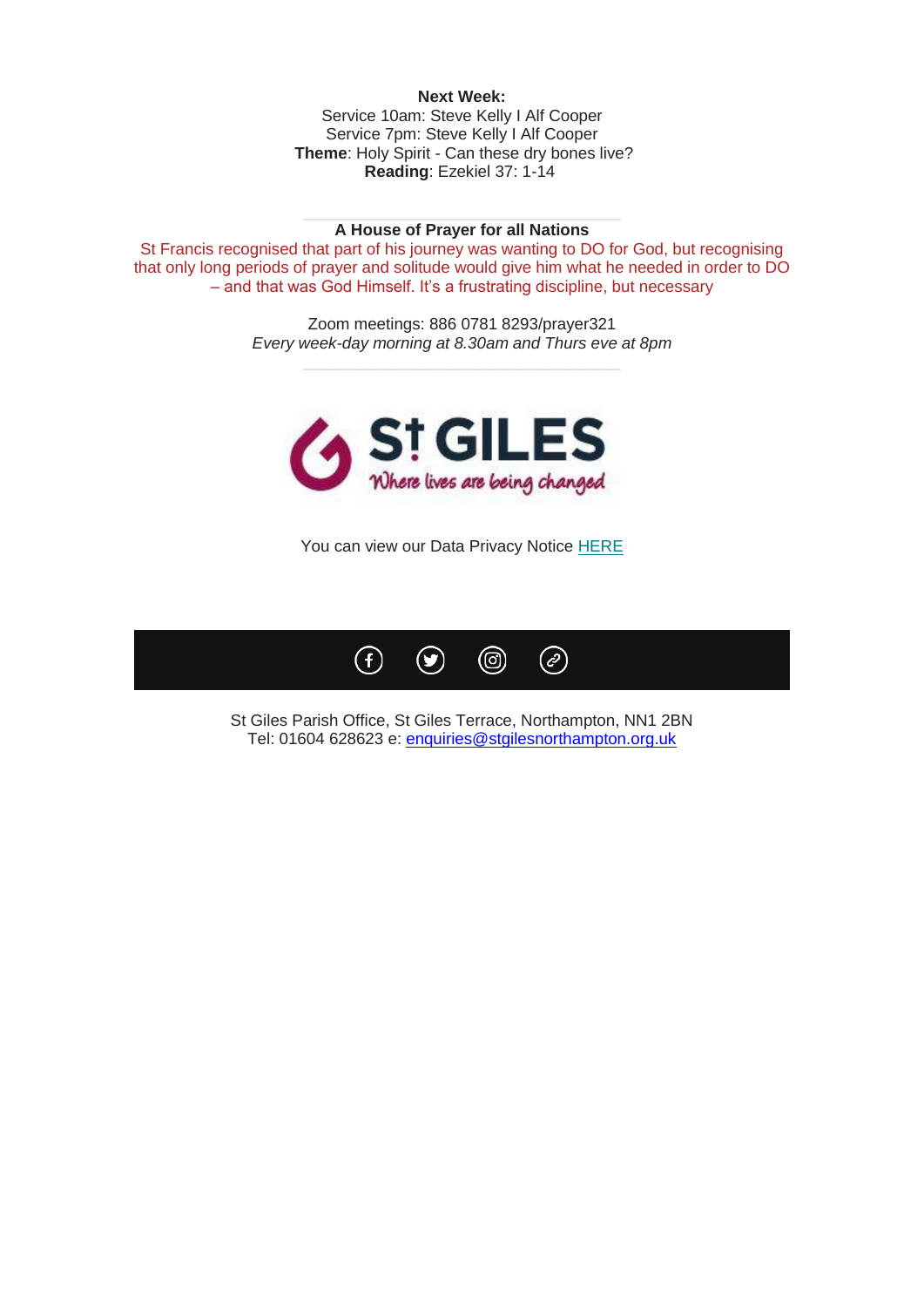**Next Week:**
Service 10am: Steve Kelly I Alf Cooper
Service 7pm: Steve Kelly I Alf Cooper
**Theme**: Holy Spirit - Can these dry bones live?
**Reading**: Ezekiel 37: 1-14

---

**A House of Prayer for all Nations**

St Francis recognised that part of his journey was wanting to DO for God, but recognising that only long periods of prayer and solitude would give him what he needed in order to DO – and that was God Himself. It's a frustrating discipline, but necessary

Zoom meetings: 886 0781 8293/prayer321
*Every week-day morning at 8.30am and Thurs eve at 8pm*

---

St GILES
Where lives are being changed

You can view our Data Privacy Notice HERE

St Giles Parish Office, St Giles Terrace, Northampton, NN1 2BN
Tel: 01604 628623 e: enquiries@stgilesnorthampton.org.uk